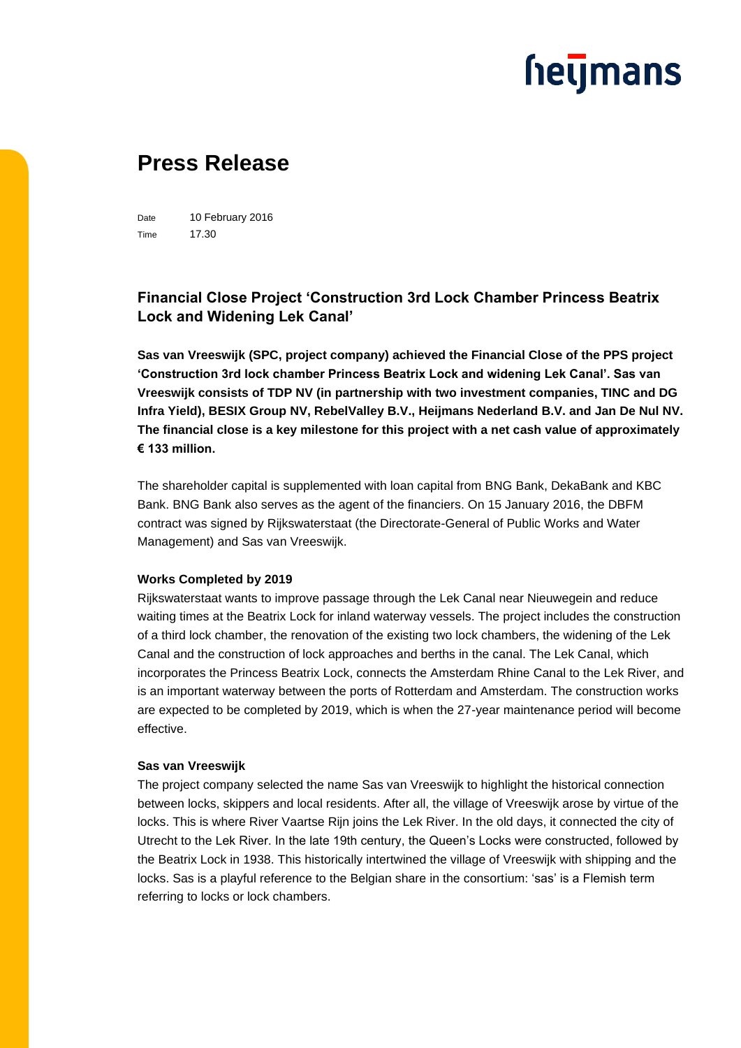# Press Release

Date 10 February 2016
Time 17.30

## Financial Close Project 'Construction 3rd Lock Chamber Princess Beatrix Lock and Widening Lek Canal'

**Sas van Vreeswijk (SPC, project company) achieved the Financial Close of the PPS project 'Construction 3rd lock chamber Princess Beatrix Lock and widening Lek Canal'. Sas van Vreeswijk consists of TDP NV (in partnership with two investment companies, TINC and DG Infra Yield), BESIX Group NV, RebelValley B.V., Heijmans Nederland B.V. and Jan De Nul NV. The financial close is a key milestone for this project with a net cash value of approximately € 133 million.**

The shareholder capital is supplemented with loan capital from BNG Bank, DekaBank and KBC Bank. BNG Bank also serves as the agent of the financiers. On 15 January 2016, the DBFM contract was signed by Rijkswaterstaat (the Directorate-General of Public Works and Water Management) and Sas van Vreeswijk.

**Works Completed by 2019**

Rijkswaterstaat wants to improve passage through the Lek Canal near Nieuwegein and reduce waiting times at the Beatrix Lock for inland waterway vessels. The project includes the construction of a third lock chamber, the renovation of the existing two lock chambers, the widening of the Lek Canal and the construction of lock approaches and berths in the canal. The Lek Canal, which incorporates the Princess Beatrix Lock, connects the Amsterdam Rhine Canal to the Lek River, and is an important waterway between the ports of Rotterdam and Amsterdam. The construction works are expected to be completed by 2019, which is when the 27-year maintenance period will become effective.

**Sas van Vreeswijk**

The project company selected the name Sas van Vreeswijk to highlight the historical connection between locks, skippers and local residents. After all, the village of Vreeswijk arose by virtue of the locks. This is where River Vaartse Rijn joins the Lek River. In the old days, it connected the city of Utrecht to the Lek River. In the late 19th century, the Queen's Locks were constructed, followed by the Beatrix Lock in 1938. This historically intertwined the village of Vreeswijk with shipping and the locks. Sas is a playful reference to the Belgian share in the consortium: 'sas' is a Flemish term referring to locks or lock chambers.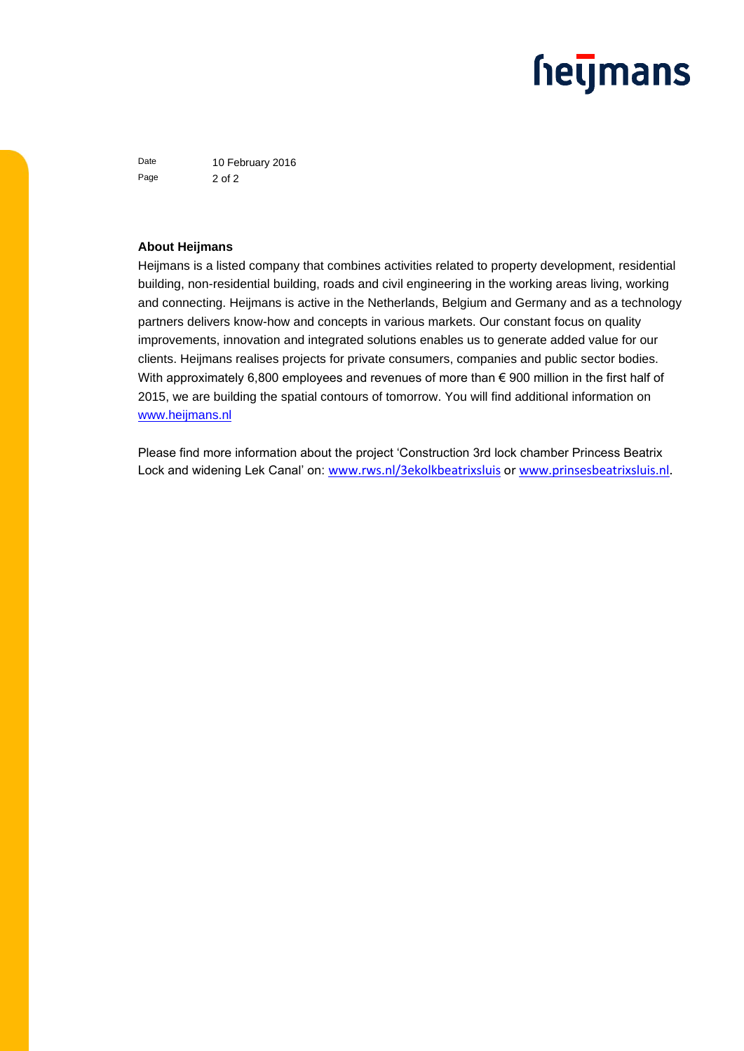**About Heijmans**

Heijmans is a listed company that combines activities related to property development, residential building, non-residential building, roads and civil engineering in the working areas living, working and connecting. Heijmans is active in the Netherlands, Belgium and Germany and as a technology partners delivers know-how and concepts in various markets. Our constant focus on quality improvements, innovation and integrated solutions enables us to generate added value for our clients. Heijmans realises projects for private consumers, companies and public sector bodies. With approximately 6,800 employees and revenues of more than € 900 million in the first half of 2015, we are building the spatial contours of tomorrow. You will find additional information on www.heijmans.nl

Please find more information about the project 'Construction 3rd lock chamber Princess Beatrix Lock and widening Lek Canal' on: www.rws.nl/3ekolkbeatrixsluis or www.prinsesbeatrixsluis.nl.